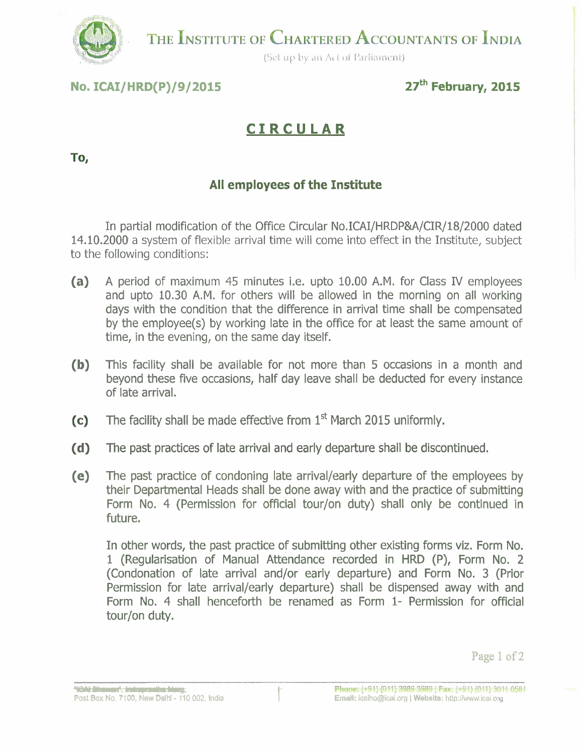# THE INSTITUTE OF CHARTERED ACCOUNTANTS OF INDIA

(Set up by an Act of Parliament)

**No. ICAI/HRD(P)/9/2015** **27th February, 2015**

## CIRCULAR

**To,**

**All employees of the Institute**

In partial modification of the Office Circular No.ICAI/HRDP&A/CIR/18/2000 dated 14.10.2000 a system of flexible arrival time will come into effect in the Institute, subject to the following conditions:

**(a)** A period of maximum 45 minutes i.e. upto 10.00 A.M. for Class IV employees and upto 10.30 A.M. for others will be allowed in the morning on all working days with the condition that the difference in arrival time shall be compensated by the employee(s) by working late in the office for at least the same amount of time, in the evening, on the same day itself.

**(b)** This facility shall be available for not more than 5 occasions in a month and beyond these five occasions, half day leave shall be deducted for every instance of late arrival.

**(c)** The facility shall be made effective from 1st March 2015 uniformly.

**(d)** The past practices of late arrival and early departure shall be discontinued.

**(e)** The past practice of condoning late arrival/early departure of the employees by their Departmental Heads shall be done away with and the practice of submitting Form No. 4 (Permission for official tour/on duty) shall only be continued in future.

In other words, the past practice of submitting other existing forms viz. Form No. 1 (Regularisation of Manual Attendance recorded in HRD (P), Form No. 2 (Condonation of late arrival and/or early departure) and Form No. 3 (Prior Permission for late arrival/early departure) shall be dispensed away with and Form No. 4 shall henceforth be renamed as Form 1- Permission for official tour/on duty.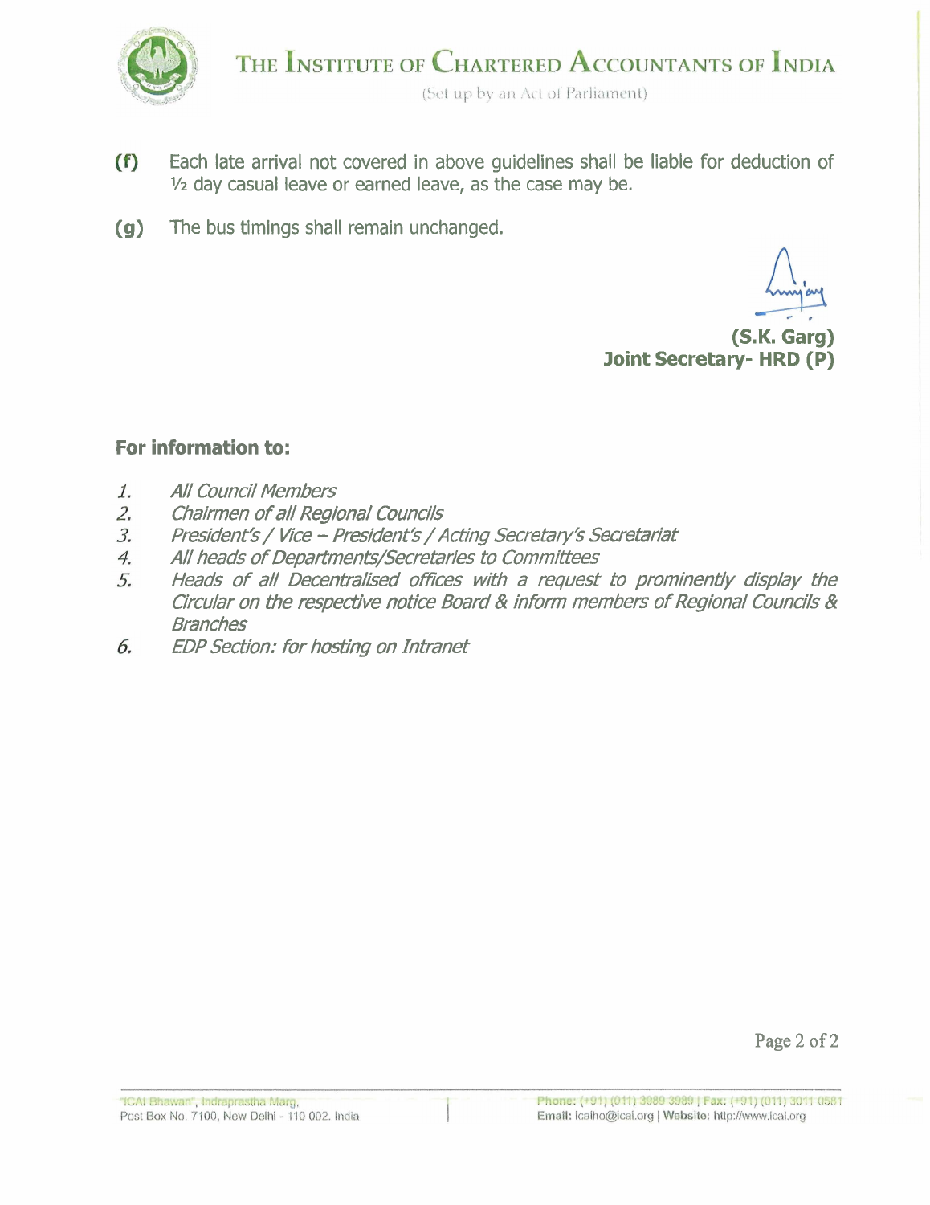**(f)** Each late arrival not covered in above guidelines shall be liable for deduction of ½ day casual leave or earned leave, as the case may be.

**(g)** The bus timings shall remain unchanged.

**(S.K. Garg)**
**Joint Secretary- HRD (P)**

**For information to:**

1. *All Council Members*
2. *Chairmen of all Regional Councils*
3. *President's / Vice – President's / Acting Secretary's Secretariat*
4. *All heads of Departments/Secretaries to Committees*
5. *Heads of all Decentralised offices with a request to prominently display the Circular on the respective notice Board & inform members of Regional Councils & Branches*
6. *EDP Section: for hosting on Intranet*